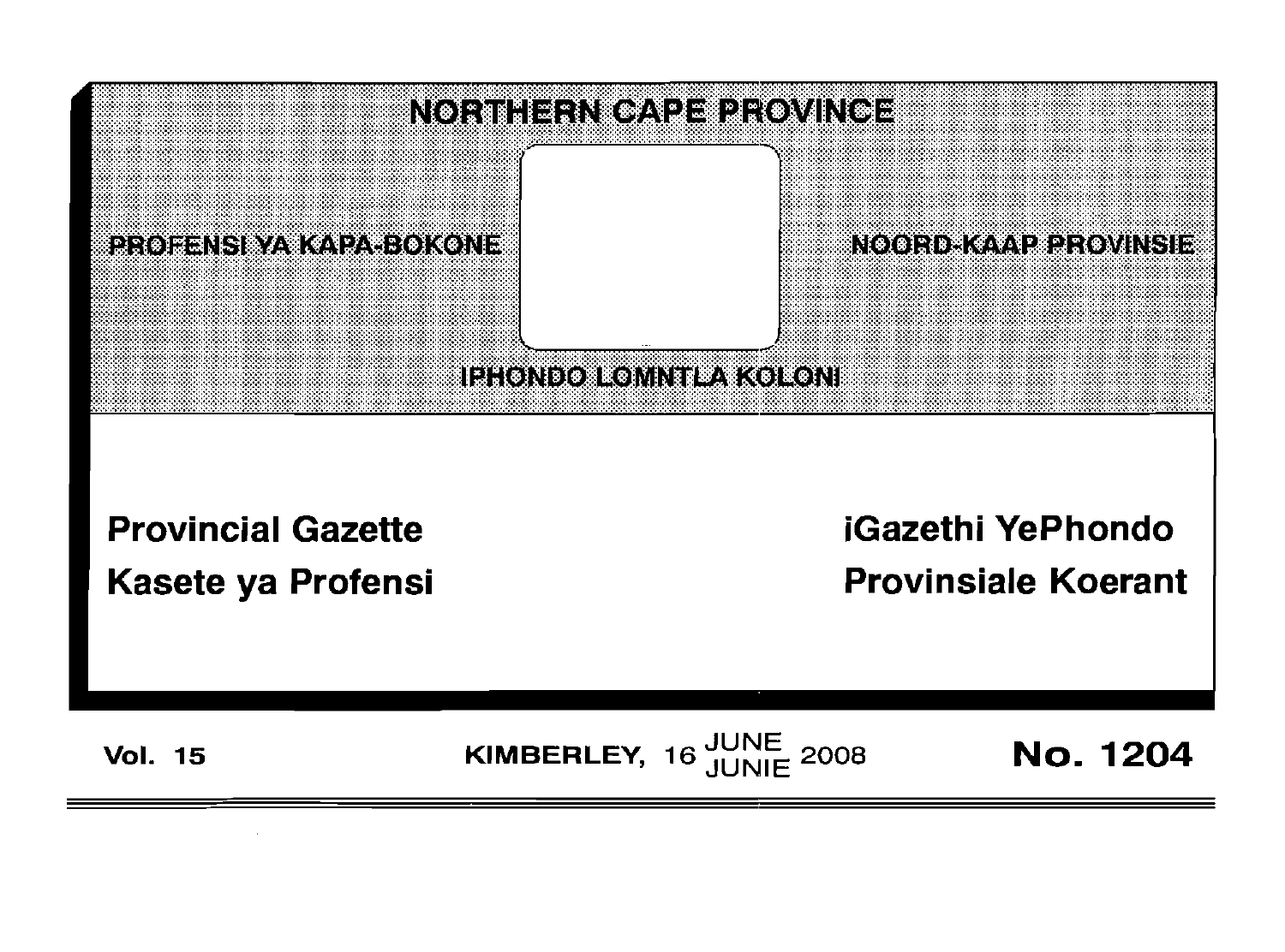# NORTHERN CAPE PROVINCE

PROFENSI YA KAPA-BOKONE

NOORD-KAAP PROVINSIE

IPHONDO LOMNTLA KOLONI

**Provincial Gazette**

**Kasete ya Profensi**

**iGazethi YePhondo**

**Provinsiale Koerant**

**Vol. 15** KIMBERLEY, 16 JUNE / JUNIE 2008 **No. 1204**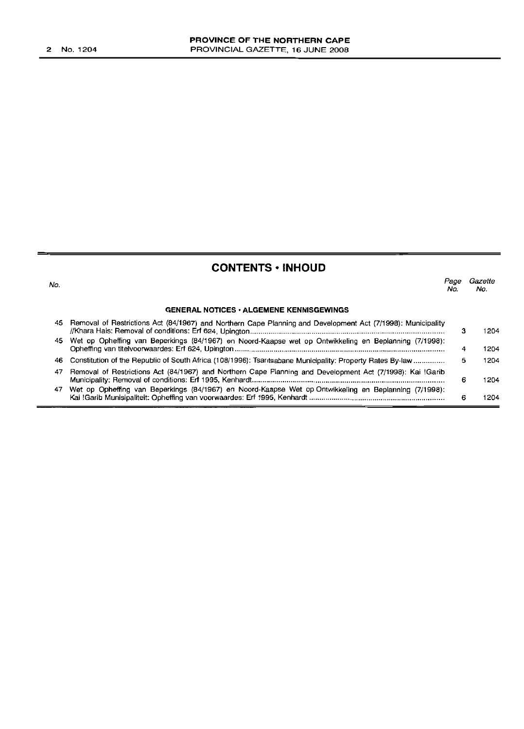# CONTENTS • INHOUD

| No. | | Page No. | Gazette No. |
|---|---|---|---|
| | **GENERAL NOTICES • ALGEMENE KENNISGEWINGS** | | |
| 45 | Removal of Restrictions Act (84/1967) and Northern Cape Planning and Development Act (7/1998): Municipality //Khara Hais: Removal of conditions: Erf 624, Upington | 3 | 1204 |
| 45 | Wet op Opheffing van Beperkings (84/1967) en Noord-Kaapse wet op Ontwikkeling en Beplanning (7/1998): Opheffing van titelvoorwaardes: Erf 624, Upington | 4 | 1204 |
| 46 | Constitution of the Republic of South Africa (108/1996): Tsantsabane Municipality: Property Rates By-law | 5 | 1204 |
| 47 | Removal of Restrictions Act (84/1967) and Northern Cape Planning and Development Act (7/1998): Kai !Garib Municipality: Removal of conditions: Erf 1995, Kenhardt | 6 | 1204 |
| 47 | Wet op Opheffing van Beperkings (84/1967) en Noord-Kaapse Wet op Ontwikkeling en Beplanning (7/1998): Kai !Garib Munisipaliteit: Opheffing van voorwaardes: Erf 1995, Kenhardt | 6 | 1204 |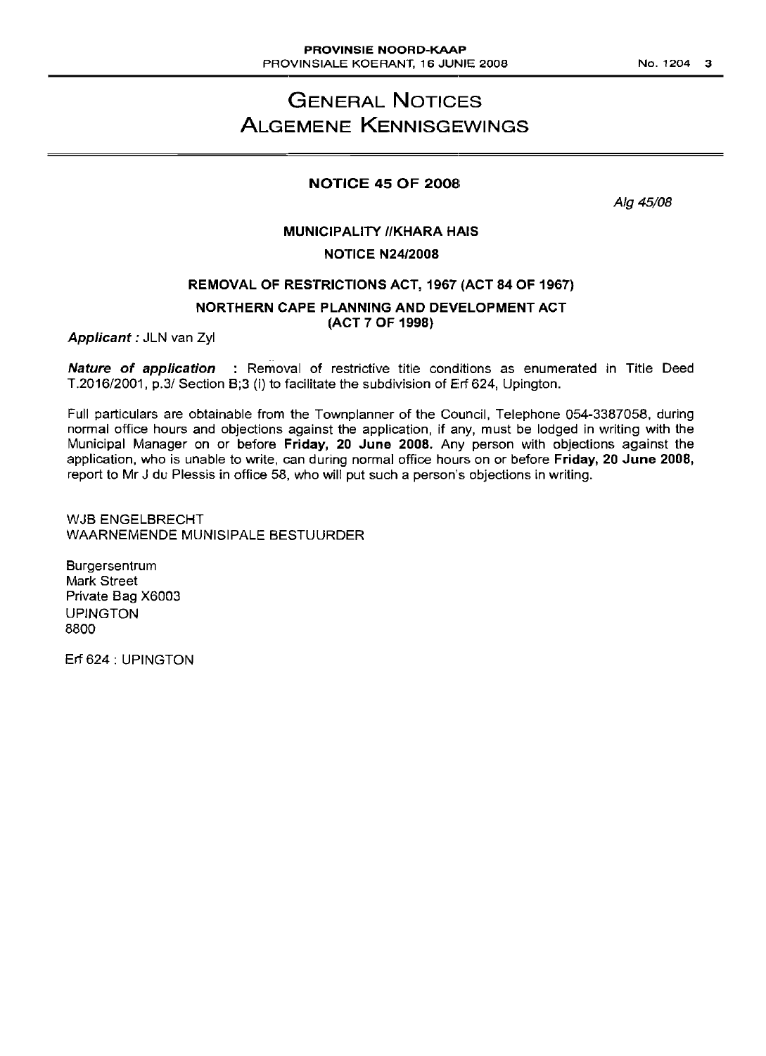# GENERAL NOTICES
# ALGEMENE KENNISGEWINGS

## NOTICE 45 OF 2008

*Alg 45/08*

### MUNICIPALITY //KHARA HAIS

### NOTICE N24/2008

### REMOVAL OF RESTRICTIONS ACT, 1967 (ACT 84 OF 1967)

### NORTHERN CAPE PLANNING AND DEVELOPMENT ACT (ACT 7 OF 1998)

***Applicant :*** JLN van Zyl

***Nature of application*** : Removal of restrictive title conditions as enumerated in Title Deed T.2016/2001, p.3/ Section B;3 (i) to facilitate the subdivision of Erf 624, Upington.

Full particulars are obtainable from the Townplanner of the Council, Telephone 054-3387058, during normal office hours and objections against the application, if any, must be lodged in writing with the Municipal Manager on or before **Friday, 20 June 2008.** Any person with objections against the application, who is unable to write, can during normal office hours on or before **Friday, 20 June 2008,** report to Mr J du Plessis in office 58, who will put such a person's objections in writing.

WJB ENGELBRECHT
WAARNEMENDE MUNISIPALE BESTUURDER

Burgersentrum
Mark Street
Private Bag X6003
UPINGTON
8800

Erf 624 : UPINGTON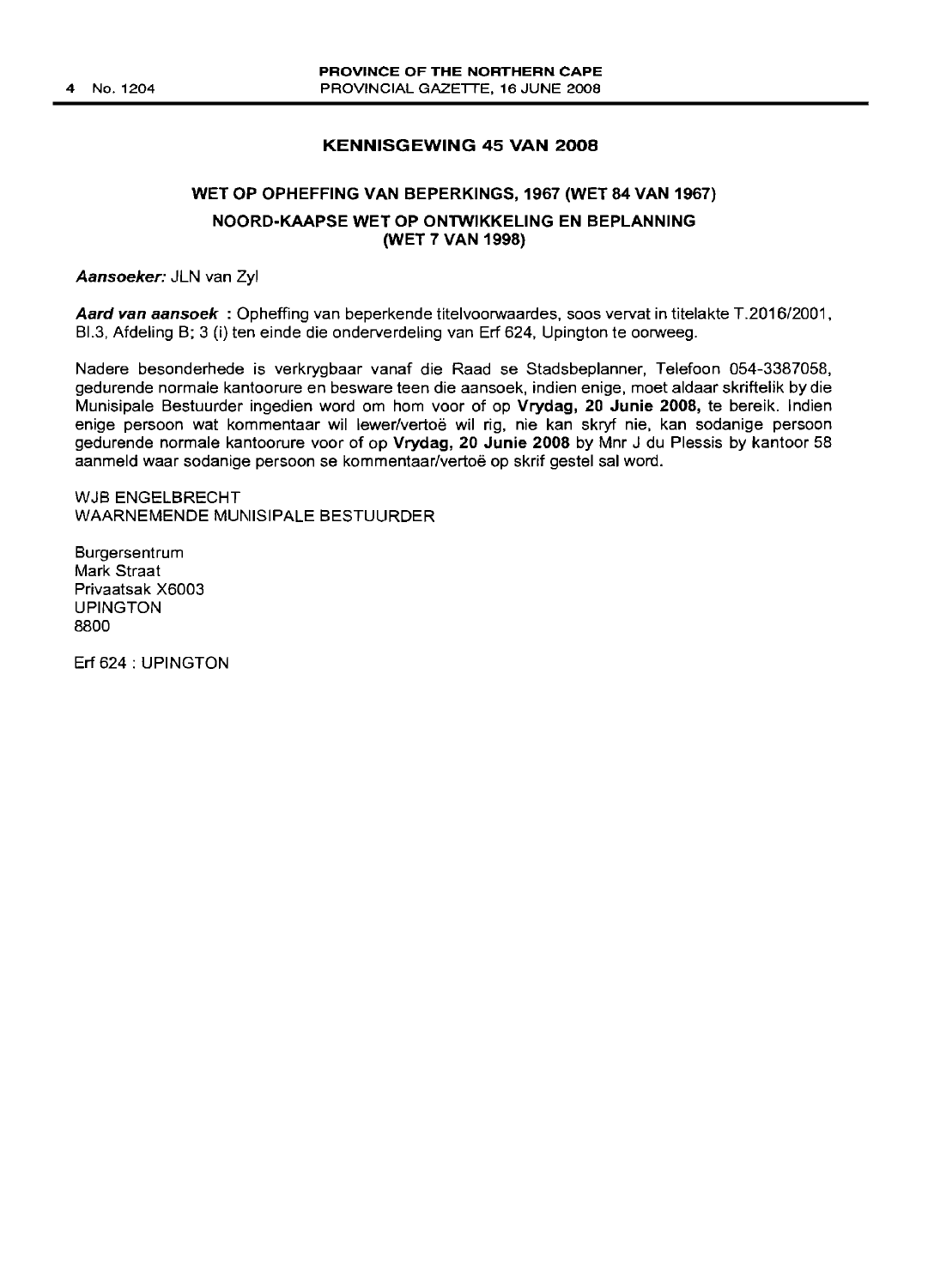## KENNISGEWING 45 VAN 2008

### WET OP OPHEFFING VAN BEPERKINGS, 1967 (WET 84 VAN 1967)

### NOORD-KAAPSE WET OP ONTWIKKELING EN BEPLANNING (WET 7 VAN 1998)

***Aansoeker:*** JLN van Zyl

***Aard van aansoek*** : Opheffing van beperkende titelvoorwaardes, soos vervat in titelakte T.2016/2001, Bl.3, Afdeling B; 3 (i) ten einde die onderverdeling van Erf 624, Upington te oorweeg.

Nadere besonderhede is verkrygbaar vanaf die Raad se Stadsbeplanner, Telefoon 054-3387058, gedurende normale kantoorure en besware teen die aansoek, indien enige, moet aldaar skriftelik by die Munisipale Bestuurder ingedien word om hom voor of op **Vrydag, 20 Junie 2008,** te bereik. Indien enige persoon wat kommentaar wil lewer/vertoë wil rig, nie kan skryf nie, kan sodanige persoon gedurende normale kantoorure voor of op **Vrydag, 20 Junie 2008** by Mnr J du Plessis by kantoor 58 aanmeld waar sodanige persoon se kommentaar/vertoë op skrif gestel sal word.

WJB ENGELBRECHT
WAARNEMENDE MUNISIPALE BESTUURDER

Burgersentrum
Mark Straat
Privaatsak X6003
UPINGTON
8800

Erf 624 : UPINGTON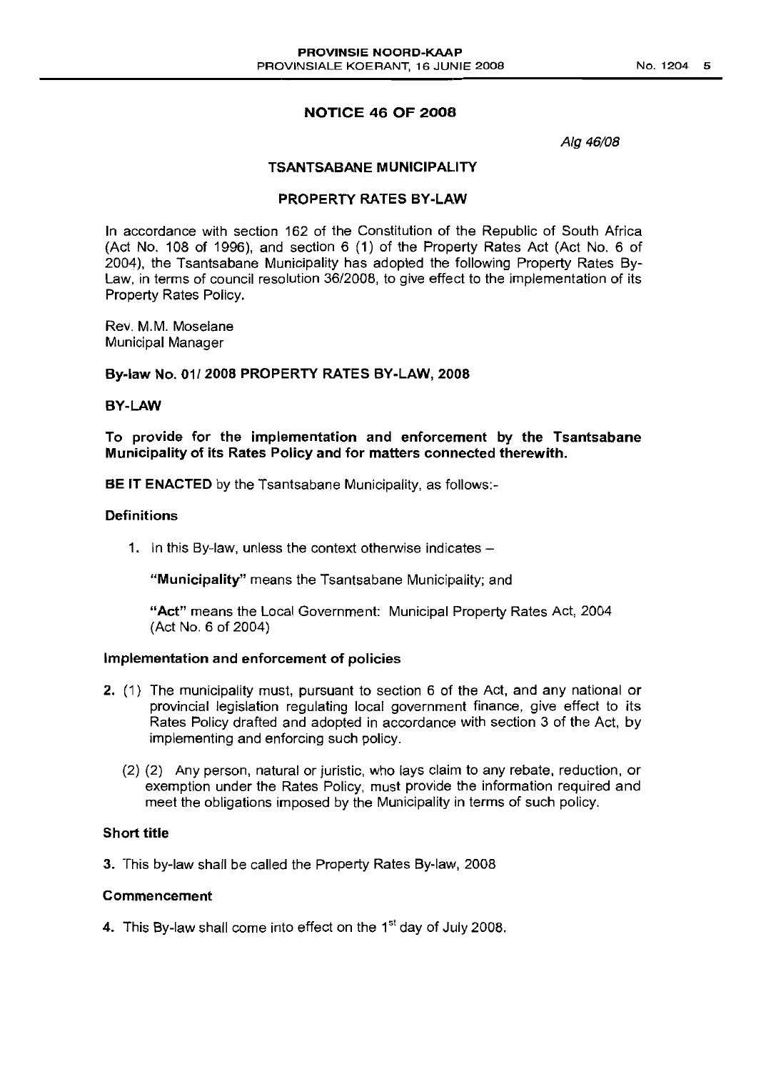## NOTICE 46 OF 2008

*Alg 46/08*

### TSANTSABANE MUNICIPALITY

### PROPERTY RATES BY-LAW

In accordance with section 162 of the Constitution of the Republic of South Africa (Act No. 108 of 1996), and section 6 (1) of the Property Rates Act (Act No. 6 of 2004), the Tsantsabane Municipality has adopted the following Property Rates By-Law, in terms of council resolution 36/2008, to give effect to the implementation of its Property Rates Policy.

Rev. M.M. Moselane
Municipal Manager

**By-law No. 01/ 2008 PROPERTY RATES BY-LAW, 2008**

**BY-LAW**

**To provide for the implementation and enforcement by the Tsantsabane Municipality of its Rates Policy and for matters connected therewith.**

**BE IT ENACTED** by the Tsantsabane Municipality, as follows:-

**Definitions**

1. In this By-law, unless the context otherwise indicates –

   **"Municipality"** means the Tsantsabane Municipality; and

   **"Act"** means the Local Government: Municipal Property Rates Act, 2004 (Act No. 6 of 2004)

**Implementation and enforcement of policies**

2. (1) The municipality must, pursuant to section 6 of the Act, and any national or provincial legislation regulating local government finance, give effect to its Rates Policy drafted and adopted in accordance with section 3 of the Act, by implementing and enforcing such policy.

   (2) (2) Any person, natural or juristic, who lays claim to any rebate, reduction, or exemption under the Rates Policy, must provide the information required and meet the obligations imposed by the Municipality in terms of such policy.

**Short title**

3. This by-law shall be called the Property Rates By-law, 2008

**Commencement**

4. This By-law shall come into effect on the 1st day of July 2008.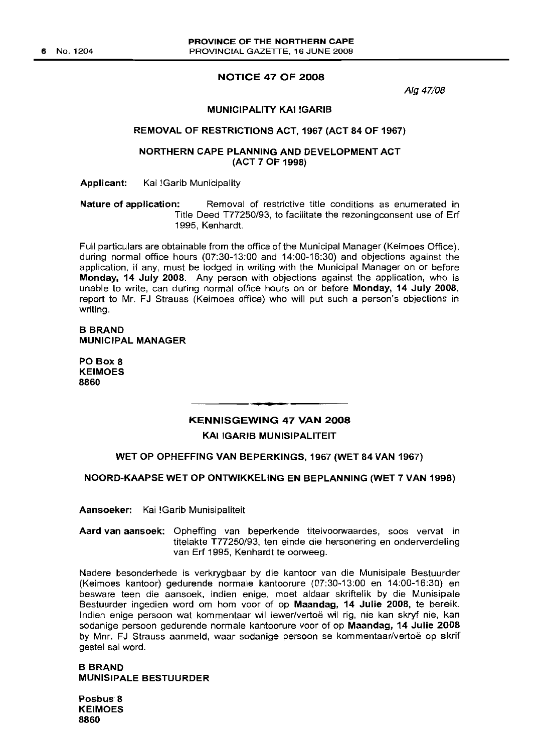## NOTICE 47 OF 2008

*Alg 47/08*

### MUNICIPALITY KAI !GARIB

### REMOVAL OF RESTRICTIONS ACT, 1967 (ACT 84 OF 1967)

### NORTHERN CAPE PLANNING AND DEVELOPMENT ACT (ACT 7 OF 1998)

**Applicant:** Kai !Garib Municipality

**Nature of application:** Removal of restrictive title conditions as enumerated in Title Deed T77250/93, to facilitate the rezoningconsent use of Erf 1995, Kenhardt.

Full particulars are obtainable from the office of the Municipal Manager (Keimoes Office), during normal office hours (07:30-13:00 and 14:00-16:30) and objections against the application, if any, must be lodged in writing with the Municipal Manager on or before **Monday, 14 July 2008**. Any person with objections against the application, who is unable to write, can during normal office hours on or before **Monday, 14 July 2008**, report to Mr. FJ Strauss (Keimoes office) who will put such a person's objections in writing.

**B BRAND**
**MUNICIPAL MANAGER**

**PO Box 8**
**KEIMOES**
**8860**

---

## KENNISGEWING 47 VAN 2008

### KAI !GARIB MUNISIPALITEIT

### WET OP OPHEFFING VAN BEPERKINGS, 1967 (WET 84 VAN 1967)

### NOORD-KAAPSE WET OP ONTWIKKELING EN BEPLANNING (WET 7 VAN 1998)

**Aansoeker:** Kai !Garib Munisipaliteit

**Aard van aansoek:** Opheffing van beperkende titelvoorwaardes, soos vervat in titelakte T77250/93, ten einde die hersonering en onderverdeling van Erf 1995, Kenhardt te oorweeg.

Nadere besonderhede is verkrygbaar by die kantoor van die Munisipale Bestuurder (Keimoes kantoor) gedurende normale kantoorure (07:30-13:00 en 14:00-16:30) en besware teen die aansoek, indien enige, moet aldaar skriftelik by die Munisipale Bestuurder ingedien word om hom voor of op **Maandag, 14 Julie 2008**, te bereik. Indien enige persoon wat kommentaar wil lewer/vertoë wil rig, nie kan skryf nie, kan sodanige persoon gedurende normale kantoorure voor of op **Maandag, 14 Julie 2008** by Mnr. FJ Strauss aanmeld, waar sodanige persoon se kommentaar/vertoë op skrif gestel sal word.

**B BRAND**
**MUNISIPALE BESTUURDER**

**Posbus 8**
**KEIMOES**
**8860**